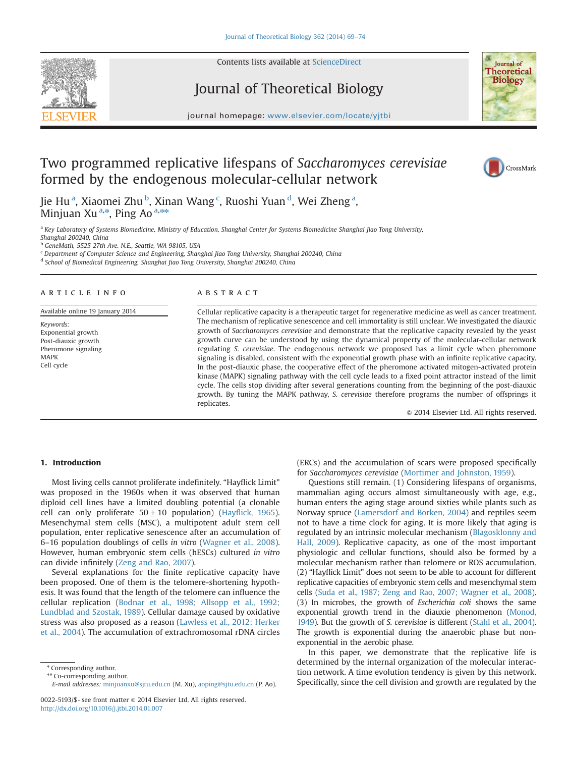# Two programmed replicative lifespans of *Saccharomyces cerevisiae* formed by the endogenous molecular-cellular network

Jie Hu [a], Xiaomei Zhu [b], Xinan Wang [c], Ruoshi Yuan [d], Wei Zheng [a], Minjuan Xu [a,*], Ping Ao [a,**]

[a] Key Laboratory of Systems Biomedicine, Ministry of Education, Shanghai Center for Systems Biomedicine Shanghai Jiao Tong University, Shanghai 200240, China
[b] GeneMath, 5525 27th Ave. N.E., Seattle, WA 98105, USA
[c] Department of Computer Science and Engineering, Shanghai Jiao Tong University, Shanghai 200240, China
[d] School of Biomedical Engineering, Shanghai Jiao Tong University, Shanghai 200240, China

## ARTICLE INFO

Available online 19 January 2014

*Keywords:*
Exponential growth
Post-diauxic growth
Pheromone signaling
MAPK
Cell cycle

## ABSTRACT

Cellular replicative capacity is a therapeutic target for regenerative medicine as well as cancer treatment. The mechanism of replicative senescence and cell immortality is still unclear. We investigated the diauxic growth of *Saccharomyces cerevisiae* and demonstrate that the replicative capacity revealed by the yeast growth curve can be understood by using the dynamical property of the molecular-cellular network regulating *S. cerevisiae*. The endogenous network we proposed has a limit cycle when pheromone signaling is disabled, consistent with the exponential growth phase with an infinite replicative capacity. In the post-diauxic phase, the cooperative effect of the pheromone activated mitogen-activated protein kinase (MAPK) signaling pathway with the cell cycle leads to a fixed point attractor instead of the limit cycle. The cells stop dividing after several generations counting from the beginning of the post-diauxic growth. By tuning the MAPK pathway, *S. cerevisiae* therefore programs the number of offsprings it replicates.

© 2014 Elsevier Ltd. All rights reserved.

## 1. Introduction

Most living cells cannot proliferate indefinitely. "Hayflick Limit" was proposed in the 1960s when it was observed that human diploid cell lines have a limited doubling potential (a clonable cell can only proliferate $50 \pm 10$ population) (Hayflick, 1965). Mesenchymal stem cells (MSC), a multipotent adult stem cell population, enter replicative senescence after an accumulation of 6–16 population doublings of cells *in vitro* (Wagner et al., 2008). However, human embryonic stem cells (hESCs) cultured *in vitro* can divide infinitely (Zeng and Rao, 2007).

Several explanations for the finite replicative capacity have been proposed. One of them is the telomere-shortening hypothesis. It was found that the length of the telomere can influence the cellular replication (Bodnar et al., 1998; Allsopp et al., 1992; Lundblad and Szostak, 1989). Cellular damage caused by oxidative stress was also proposed as a reason (Lawless et al., 2012; Herker et al., 2004). The accumulation of extrachromosomal rDNA circles (ERCs) and the accumulation of scars were proposed specifically for *Saccharomyces cerevisiae* (Mortimer and Johnston, 1959).

Questions still remain. (1) Considering lifespans of organisms, mammalian aging occurs almost simultaneously with age, e.g., human enters the aging stage around sixties while plants such as Norway spruce (Lamersdorf and Borken, 2004) and reptiles seem not to have a time clock for aging. It is more likely that aging is regulated by an intrinsic molecular mechanism (Blagosklonny and Hall, 2009). Replicative capacity, as one of the most important physiologic and cellular functions, should also be formed by a molecular mechanism rather than telomere or ROS accumulation. (2) "Hayflick Limit" does not seem to be able to account for different replicative capacities of embryonic stem cells and mesenchymal stem cells (Suda et al., 1987; Zeng and Rao, 2007; Wagner et al., 2008). (3) In microbes, the growth of *Escherichia coli* shows the same exponential growth trend in the diauxie phenomenon (Monod, 1949). But the growth of *S. cerevisiae* is different (Stahl et al., 2004). The growth is exponential during the anaerobic phase but non-exponential in the aerobic phase.

In this paper, we demonstrate that the replicative life is determined by the internal organization of the molecular interaction network. A time evolution tendency is given by this network. Specifically, since the cell division and growth are regulated by the

\* Corresponding author.
\*\* Co-corresponding author.
E-mail addresses: minjuanxu@sjtu.edu.cn (M. Xu), aoping@sjtu.edu.cn (P. Ao).

0022-5193/$ - see front matter © 2014 Elsevier Ltd. All rights reserved.
http://dx.doi.org/10.1016/j.jtbi.2014.01.007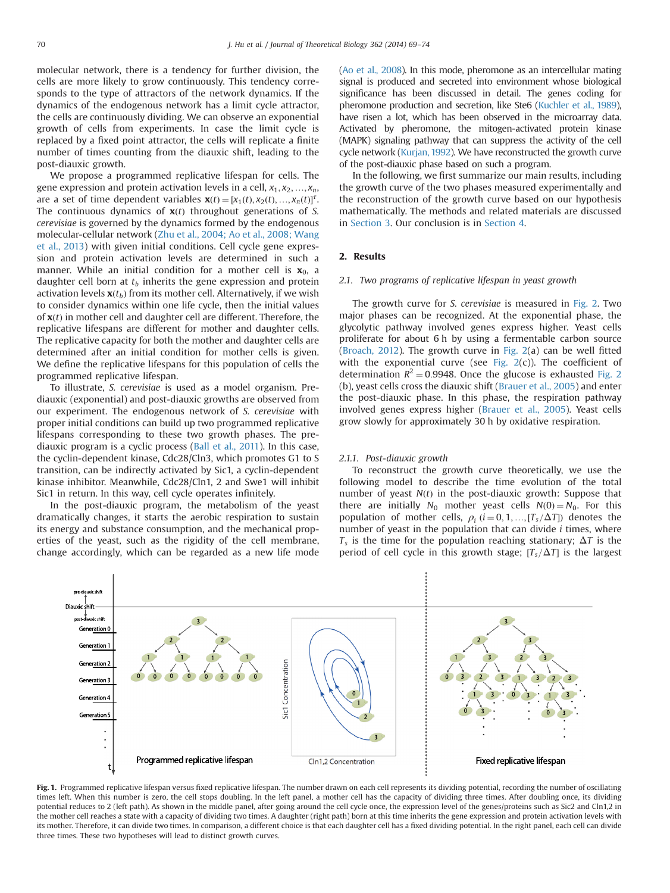molecular network, there is a tendency for further division, the cells are more likely to grow continuously. This tendency corresponds to the type of attractors of the network dynamics. If the dynamics of the endogenous network has a limit cycle attractor, the cells are continuously dividing. We can observe an exponential growth of cells from experiments. In case the limit cycle is replaced by a fixed point attractor, the cells will replicate a finite number of times counting from the diauxic shift, leading to the post-diauxic growth.

We propose a programmed replicative lifespan for cells. The gene expression and protein activation levels in a cell, $x_1, x_2, \ldots, x_n$, are a set of time dependent variables $\mathbf{x}(t) = [x_1(t), x_2(t), \ldots, x_n(t)]^\tau$. The continuous dynamics of $\mathbf{x}(t)$ throughout generations of *S. cerevisiae* is governed by the dynamics formed by the endogenous molecular-cellular network (Zhu et al., 2004; Ao et al., 2008; Wang et al., 2013) with given initial conditions. Cell cycle gene expression and protein activation levels are determined in such a manner. While an initial condition for a mother cell is $\mathbf{x}_0$, a daughter cell born at $t_b$ inherits the gene expression and protein activation levels $\mathbf{x}(t_b)$ from its mother cell. Alternatively, if we wish to consider dynamics within one life cycle, then the initial values of $\mathbf{x}(t)$ in mother cell and daughter cell are different. Therefore, the replicative lifespans are different for mother and daughter cells. The replicative capacity for both the mother and daughter cells are determined after an initial condition for mother cells is given. We define the replicative lifespans for this population of cells the programmed replicative lifespan.

To illustrate, *S. cerevisiae* is used as a model organism. Pre-diauxic (exponential) and post-diauxic growths are observed from our experiment. The endogenous network of *S. cerevisiae* with proper initial conditions can build up two programmed replicative lifespans corresponding to these two growth phases. The pre-diauxic program is a cyclic process (Ball et al., 2011). In this case, the cyclin-dependent kinase, Cdc28/Cln3, which promotes G1 to S transition, can be indirectly activated by Sic1, a cyclin-dependent kinase inhibitor. Meanwhile, Cdc28/Cln1, 2 and Swe1 will inhibit Sic1 in return. In this way, cell cycle operates infinitely.

In the post-diauxic program, the metabolism of the yeast dramatically changes, it starts the aerobic respiration to sustain its energy and substance consumption, and the mechanical properties of the yeast, such as the rigidity of the cell membrane, change accordingly, which can be regarded as a new life mode (Ao et al., 2008). In this mode, pheromone as an intercellular mating signal is produced and secreted into environment whose biological significance has been discussed in detail. The genes coding for pheromone production and secretion, like Ste6 (Kuchler et al., 1989), have risen a lot, which has been observed in the microarray data. Activated by pheromone, the mitogen-activated protein kinase (MAPK) signaling pathway that can suppress the activity of the cell cycle network (Kurjan, 1992). We have reconstructed the growth curve of the post-diauxic phase based on such a program.

In the following, we first summarize our main results, including the growth curve of the two phases measured experimentally and the reconstruction of the growth curve based on our hypothesis mathematically. The methods and related materials are discussed in Section 3. Our conclusion is in Section 4.

## 2. Results

### 2.1. Two programs of replicative lifespan in yeast growth

The growth curve for *S. cerevisiae* is measured in Fig. 2. Two major phases can be recognized. At the exponential phase, the glycolytic pathway involved genes express higher. Yeast cells proliferate for about 6 h by using a fermentable carbon source (Broach, 2012). The growth curve in Fig. 2(a) can be well fitted with the exponential curve (see Fig. 2(c)). The coefficient of determination $R^2 = 0.9948$. Once the glucose is exhausted Fig. 2 (b), yeast cells cross the diauxic shift (Brauer et al., 2005) and enter the post-diauxic phase. In this phase, the respiration pathway involved genes express higher (Brauer et al., 2005). Yeast cells grow slowly for approximately 30 h by oxidative respiration.

#### 2.1.1. Post-diauxic growth

To reconstruct the growth curve theoretically, we use the following model to describe the time evolution of the total number of yeast $N(t)$ in the post-diauxic growth: Suppose that there are initially $N_0$ mother yeast cells, $N(0) = N_0$. For this population of mother cells, $\rho_i$ $(i = 0, 1, \ldots, [T_s/\Delta T])$ denotes the number of yeast in the population that can divide $i$ times, where $T_s$ is the time for the population reaching stationary; $\Delta T$ is the period of cell cycle in this growth stage; $[T_s/\Delta T]$ is the largest

**Fig. 1.** Programmed replicative lifespan versus fixed replicative lifespan. The number drawn on each cell represents its dividing potential, recording the number of oscillating times left. When this number is zero, the cell stops doubling. In the left panel, a mother cell has the capacity of dividing three times. After doubling once, its dividing potential reduces to 2 (left path). As shown in the middle panel, after going around the cell cycle once, the expression level of the genes/proteins such as Sic2 and Cln1,2 in the mother cell reaches a state with a capacity of dividing two times. A daughter (right path) born at this time inherits the gene expression and protein activation levels with its mother. Therefore, it can divide two times. In comparison, a different choice is that each daughter cell has a fixed dividing potential. In the right panel, each cell can divide three times. These two hypotheses will lead to distinct growth curves.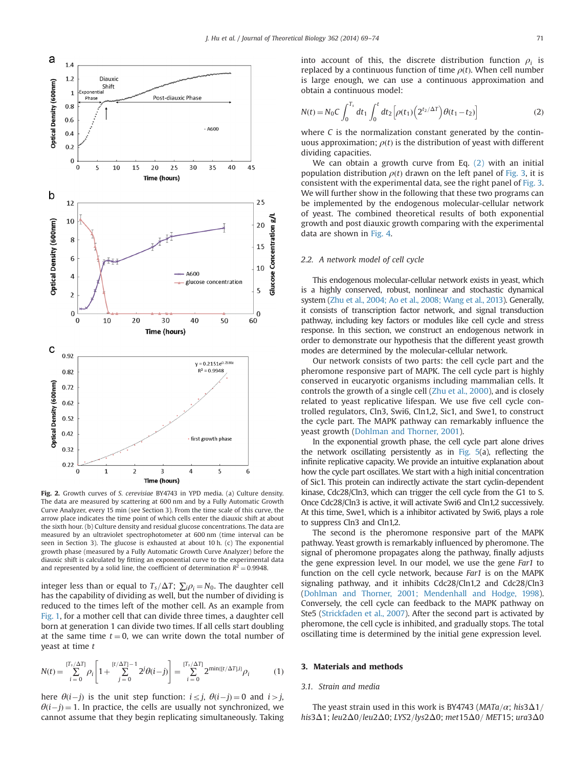**Fig. 2.** Growth curves of *S. cerevisiae* BY4743 in YPD media. (a) Culture density. The data are measured by scattering at 600 nm and by a Fully Automatic Growth Curve Analyzer, every 15 min (see Section 3). From the time scale of this curve, the arrow place indicates the time point of which cells enter the diauxic shift at about the sixth hour. (b) Culture density and residual glucose concentrations. The data are measured by an ultraviolet spectrophotometer at 600 nm (time interval can be seen in Section 3). The glucose is exhausted at about 10 h. (c) The exponential growth phase (measured by a Fully Automatic Growth Curve Analyzer) before the diauxic shift is calculated by fitting an exponential curve to the experimental data and represented by a solid line, the coefficient of determination $R^2 = 0.9948$.

integer less than or equal to $T_s/\Delta T$; $\sum_i \rho_i = N_0$. The daughter cell has the capability of dividing as well, but the number of dividing is reduced to the times left of the mother cell. As an example from Fig. 1, for a mother cell that can divide three times, a daughter cell born at generation 1 can divide two times. If all cells start doubling at the same time $t = 0$, we can write down the total number of yeast at time $t$

$$N(t) = \sum_{i=0}^{[T_s/\Delta T]} \rho_i \left[ 1 + \sum_{j=0}^{[t/\Delta T]-1} 2^j \theta(i-j) \right] = \sum_{i=0}^{[T_s/\Delta T]} 2^{\min\{[t/\Delta T], i\}} \rho_i \tag{1}$$

here $\theta(i-j)$ is the unit step function: $i \le j$, $\theta(i-j) = 0$ and $i > j$, $\theta(i-j) = 1$. In practice, the cells are usually not synchronized, we cannot assume that they begin replicating simultaneously. Taking into account of this, the discrete distribution function $\rho_i$ is replaced by a continuous function of time $\rho(t)$. When cell number is large enough, we can use a continuous approximation and obtain a continuous model:

$$N(t) = N_0 C \int_0^{T_s} dt_1 \int_0^t dt_2 \left[ \rho(t_1) \left( 2^{t_2/\Delta T} \right) \theta(t_1 - t_2) \right] \tag{2}$$

where $C$ is the normalization constant generated by the continuous approximation; $\rho(t)$ is the distribution of yeast with different dividing capacities.

We can obtain a growth curve from Eq. (2) with an initial population distribution $\rho(t)$ drawn on the left panel of Fig. 3, it is consistent with the experimental data, see the right panel of Fig. 3. We will further show in the following that these two programs can be implemented by the endogenous molecular-cellular network of yeast. The combined theoretical results of both exponential growth and post diauxic growth comparing with the experimental data are shown in Fig. 4.

### 2.2. A network model of cell cycle

This endogenous molecular-cellular network exists in yeast, which is a highly conserved, robust, nonlinear and stochastic dynamical system (Zhu et al., 2004; Ao et al., 2008; Wang et al., 2013). Generally, it consists of transcription factor network, and signal transduction pathway, including key factors or modules like cell cycle and stress response. In this section, we construct an endogenous network in order to demonstrate our hypothesis that the different yeast growth modes are determined by the molecular-cellular network.

Our network consists of two parts: the cell cycle part and the pheromone responsive part of MAPK. The cell cycle part is highly conserved in eucaryotic organisms including mammalian cells. It controls the growth of a single cell (Zhu et al., 2000), and is closely related to yeast replicative lifespan. We use five cell cycle controlled regulators, Cln3, Swi6, Cln1,2, Sic1, and Swe1, to construct the cycle part. The MAPK pathway can remarkably influence the yeast growth (Dohlman and Thorner, 2001).

In the exponential growth phase, the cell cycle part alone drives the network oscillating persistently as in Fig. 5(a), reflecting the infinite replicative capacity. We provide an intuitive explanation about how the cycle part oscillates. We start with a high initial concentration of Sic1. This protein can indirectly activate the start cyclin-dependent kinase, Cdc28/Cln3, which can trigger the cell cycle from the G1 to S. Once Cdc28/Cln3 is active, it will activate Swi6 and Cln1,2 successively. At this time, Swe1, which is a inhibitor activated by Swi6, plays a role to suppress Cln3 and Cln1,2.

The second is the pheromone responsive part of the MAPK pathway. Yeast growth is remarkably influenced by pheromone. The signal of pheromone propagates along the pathway, finally adjusts the gene expression level. In our model, we use the gene *Far1* to function on the cell cycle network, because *Far1* is on the MAPK signaling pathway, and it inhibits Cdc28/Cln1,2 and Cdc28/Cln3 (Dohlman and Thorner, 2001; Mendenhall and Hodge, 1998). Conversely, the cell cycle can feedback to the MAPK pathway on Ste5 (Strickfaden et al., 2007). After the second part is activated by pheromone, the cell cycle is inhibited, and gradually stops. The total oscillating time is determined by the initial gene expression level.

## 3. Materials and methods

### 3.1. Strain and media

The yeast strain used in this work is BY4743 (*MATa*/*α*; *his3Δ1*/*his3Δ1*; *leu2Δ0*/*leu2Δ0*; *LYS2*/*lys2Δ0*; *met15Δ0*/ *MET15*; *ura3Δ0*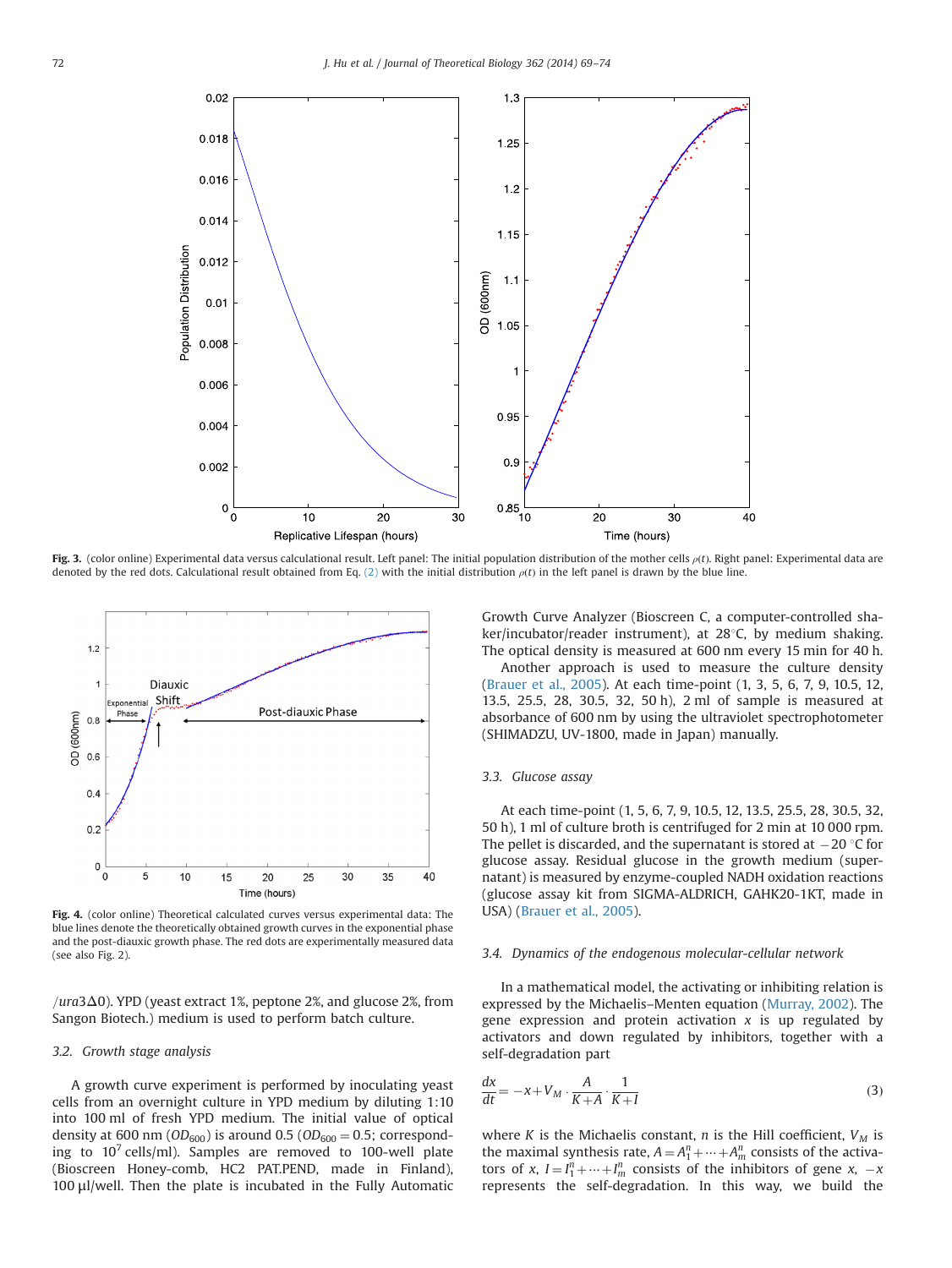**Fig. 3.** (color online) Experimental data versus calculational result. Left panel: The initial population distribution of the mother cells $\rho(t)$. Right panel: Experimental data are denoted by the red dots. Calculational result obtained from Eq. (2) with the initial distribution $\rho(t)$ in the left panel is drawn by the blue line.

**Fig. 4.** (color online) Theoretical calculated curves versus experimental data: The blue lines denote the theoretically obtained growth curves in the exponential phase and the post-diauxic growth phase. The red dots are experimentally measured data (see also Fig. 2).

/*ura*3Δ0). YPD (yeast extract 1%, peptone 2%, and glucose 2%, from Sangon Biotech.) medium is used to perform batch culture.

### 3.2. Growth stage analysis

A growth curve experiment is performed by inoculating yeast cells from an overnight culture in YPD medium by diluting 1:10 into 100 ml of fresh YPD medium. The initial value of optical density at 600 nm ($OD_{600}$) is around 0.5 ($OD_{600} = 0.5$; corresponding to $10^7$ cells/ml). Samples are removed to 100-well plate (Bioscreen Honey-comb, HC2 PAT.PEND, made in Finland), 100 μl/well. Then the plate is incubated in the Fully Automatic Growth Curve Analyzer (Bioscreen C, a computer-controlled shaker/incubator/reader instrument), at 28°C, by medium shaking. The optical density is measured at 600 nm every 15 min for 40 h.

Another approach is used to measure the culture density (Brauer et al., 2005). At each time-point (1, 3, 5, 6, 7, 9, 10.5, 12, 13.5, 25.5, 28, 30.5, 32, 50 h), 2 ml of sample is measured at absorbance of 600 nm by using the ultraviolet spectrophotometer (SHIMADZU, UV-1800, made in Japan) manually.

### 3.3. Glucose assay

At each time-point (1, 5, 6, 7, 9, 10.5, 12, 13.5, 25.5, 28, 30.5, 32, 50 h), 1 ml of culture broth is centrifuged for 2 min at 10 000 rpm. The pellet is discarded, and the supernatant is stored at −20 °C for glucose assay. Residual glucose in the growth medium (supernatant) is measured by enzyme-coupled NADH oxidation reactions (glucose assay kit from SIGMA-ALDRICH, GAHK20-1KT, made in USA) (Brauer et al., 2005).

### 3.4. Dynamics of the endogenous molecular-cellular network

In a mathematical model, the activating or inhibiting relation is expressed by the Michaelis–Menten equation (Murray, 2002). The gene expression and protein activation $x$ is up regulated by activators and down regulated by inhibitors, together with a self-degradation part

$$\frac{dx}{dt} = -x + V_M \cdot \frac{A}{K+A} \cdot \frac{1}{K+I} \tag{3}$$

where $K$ is the Michaelis constant, $n$ is the Hill coefficient, $V_M$ is the maximal synthesis rate, $A = A_1^n + \cdots + A_m^n$ consists of the activators of $x$, $I = I_1^n + \cdots + I_m^n$ consists of the inhibitors of gene $x$, $-x$ represents the self-degradation. In this way, we build the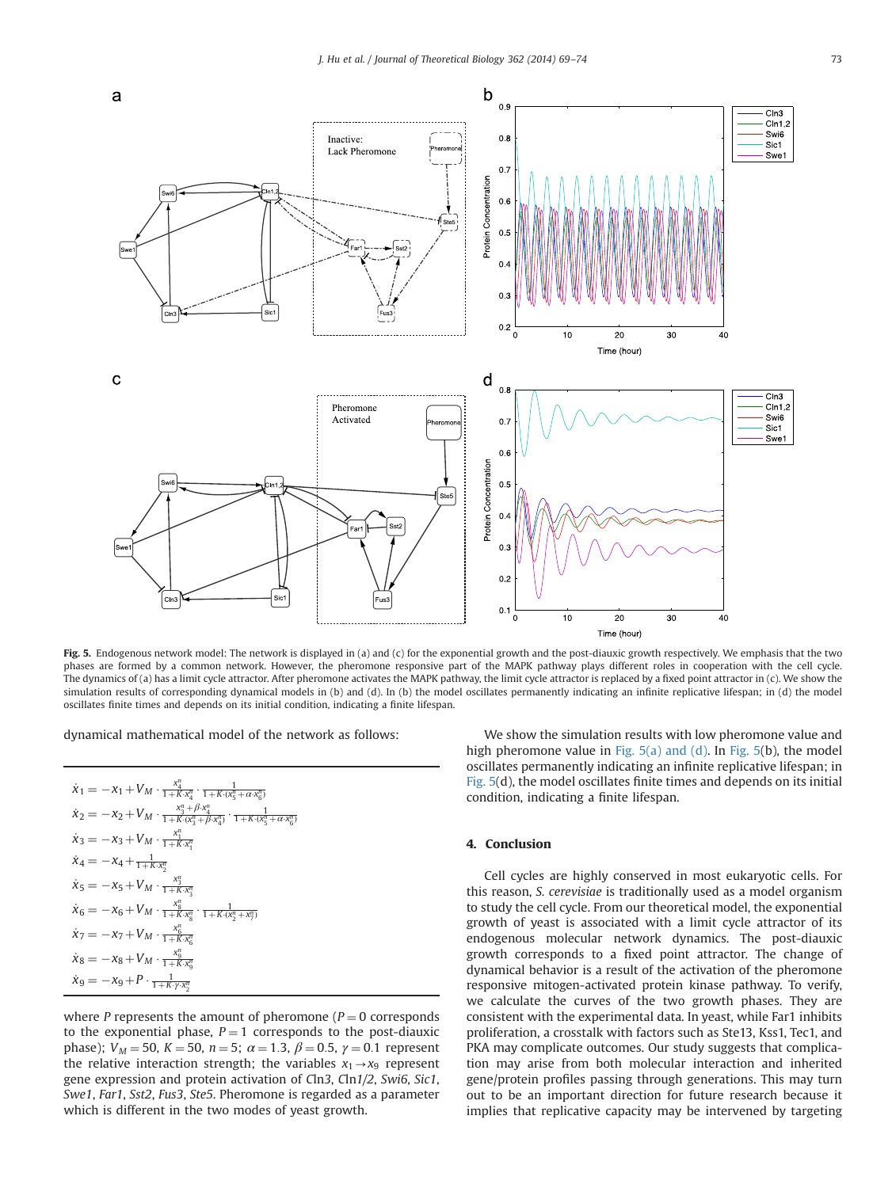**Fig. 5.** Endogenous network model: The network is displayed in (a) and (c) for the exponential growth and the post-diauxic growth respectively. We emphasis that the two phases are formed by a common network. However, the pheromone responsive part of the MAPK pathway plays different roles in cooperation with the cell cycle. The dynamics of (a) has a limit cycle attractor. After pheromone activates the MAPK pathway, the limit cycle attractor is replaced by a fixed point attractor in (c). We show the simulation results of corresponding dynamical models in (b) and (d). In (b) the model oscillates permanently indicating an infinite replicative lifespan; in (d) the model oscillates finite times and depends on its initial condition, indicating a finite lifespan.

dynamical mathematical model of the network as follows:

$$\dot{x}_1 = -x_1 + V_M \cdot \frac{x_4^n}{1+K\cdot x_4^n} \cdot \frac{1}{1+K\cdot(x_5^n+\alpha\cdot x_6^n)}$$

$$\dot{x}_2 = -x_2 + V_M \cdot \frac{x_3^n+\beta\cdot x_4^n}{1+K\cdot(x_3^n+\beta\cdot x_4^n)} \cdot \frac{1}{1+K\cdot(x_5^n+\alpha\cdot x_6^n)}$$

$$\dot{x}_3 = -x_3 + V_M \cdot \frac{x_1^n}{1+K\cdot x_1^n}$$

$$\dot{x}_4 = -x_4 + \frac{1}{1+K\cdot x_2^n}$$

$$\dot{x}_5 = -x_5 + V_M \cdot \frac{x_3^n}{1+K\cdot x_3^n}$$

$$\dot{x}_6 = -x_6 + V_M \cdot \frac{x_8^n}{1+K\cdot x_8^n} \cdot \frac{1}{1+K\cdot(x_2^n+x_7^n)}$$

$$\dot{x}_7 = -x_7 + V_M \cdot \frac{x_6^n}{1+K\cdot x_6^n}$$

$$\dot{x}_8 = -x_8 + V_M \cdot \frac{x_9^n}{1+K\cdot x_9^n}$$

$$\dot{x}_9 = -x_9 + P \cdot \frac{1}{1+K\cdot\gamma\cdot x_2^n}$$

where $P$ represents the amount of pheromone ($P=0$ corresponds to the exponential phase, $P=1$ corresponds to the post-diauxic phase); $V_M=50$, $K=50$, $n=5$; $\alpha=1.3$, $\beta=0.5$, $\gamma=0.1$ represent the relative interaction strength; the variables $x_1 \rightarrow x_9$ represent gene expression and protein activation of *Cln3*, *Cln1/2*, *Swi6*, *Sic1*, *Swe1*, *Far1*, *Sst2*, *Fus3*, *Ste5*. Pheromone is regarded as a parameter which is different in the two modes of yeast growth.

We show the simulation results with low pheromone value and high pheromone value in Fig. 5(a) and (d). In Fig. 5(b), the model oscillates permanently indicating an infinite replicative lifespan; in Fig. 5(d), the model oscillates finite times and depends on its initial condition, indicating a finite lifespan.

## 4. Conclusion

Cell cycles are highly conserved in most eukaryotic cells. For this reason, *S. cerevisiae* is traditionally used as a model organism to study the cell cycle. From our theoretical model, the exponential growth of yeast is associated with a limit cycle attractor of its endogenous molecular network dynamics. The post-diauxic growth corresponds to a fixed point attractor. The change of dynamical behavior is a result of the activation of the pheromone responsive mitogen-activated protein kinase pathway. To verify, we calculate the curves of the two growth phases. They are consistent with the experimental data. In yeast, while Far1 inhibits proliferation, a crosstalk with factors such as Ste13, Kss1, Tec1, and PKA may complicate outcomes. Our study suggests that complication may arise from both molecular interaction and inherited gene/protein profiles passing through generations. This may turn out to be an important direction for future research because it implies that replicative capacity may be intervened by targeting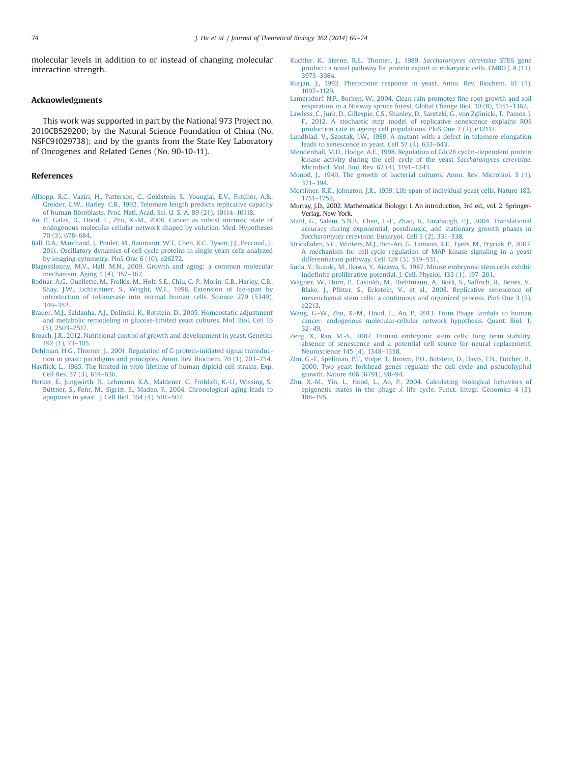molecular levels in addition to or instead of changing molecular interaction strength.

## Acknowledgments

This work was supported in part by the National 973 Project no. 2010CB529200; by the Natural Science Foundation of China (No. NSFC91029738); and by the grants from the State Key Laboratory of Oncogenes and Related Genes (No. 90-10-11).

## References

Allsopp, R.C., Vaziri, H., Patterson, C., Goldstein, S., Younglai, E.V., Futcher, A.B., Greider, C.W., Harley, C.B., 1992. Telomere length predicts replicative capacity of human fibroblasts. Proc. Natl. Acad. Sci. U. S. A. 89 (21), 10114–10118.

Ao, P., Galas, D., Hood, L., Zhu, X.-M., 2008. Cancer as robust intrinsic state of endogenous molecular-cellular network shaped by volution. Med. Hypotheses 70 (3), 678–684.

Ball, D.A., Marchand, J., Poulet, M., Baumann, W.T., Chen, K.C., Tyson, J.J., Peccoud, J., 2011. Oscillatory dynamics of cell cycle proteins in single yeast cells analyzed by imaging cytometry. PloS One 6 (10), e26272.

Blagosklonny, M.V., Hall, M.N., 2009. Growth and aging: a common molecular mechanism. Aging 1 (4), 357–362.

Bodnar, A.G., Ouellette, M., Frolkis, M., Holt, S.E., Chiu, C.-P., Morin, G.B., Harley, C.B., Shay, J.W., Lichtsteiner, S., Wright, W.E., 1998. Extension of life-span by introduction of telomerase into normal human cells. Science 279 (5349), 349–352.

Brauer, M.J., Saldanha, A.J., Dolinski, K., Botstein, D., 2005. Homeostatic adjustment and metabolic remodeling in glucose-limited yeast cultures. Mol. Biol. Cell 16 (5), 2503–2517.

Broach, J.R., 2012. Nutritional control of growth and development in yeast. Genetics 192 (1), 73–105.

Dohlman, H.G., Thorner, J., 2001. Regulation of G protein-initiated signal transduction in yeast: paradigms and principles. Annu. Rev. Biochem. 70 (1), 703–754.

Hayflick, L., 1965. The limited in vitro lifetime of human diploid cell strains. Exp. Cell Res. 37 (3), 614–636.

Herker, E., Jungwirth, H., Lehmann, K.A., Maldener, C., Fröhlich, K.-U., Wissing, S., Büttner, S., Fehr, M., Sigrist, S., Madeo, F., 2004. Chronological aging leads to apoptosis in yeast. J. Cell Biol. 164 (4), 501–507.

Kuchler, K., Sterne, R.E., Thorner, J., 1989. *Saccharomyces cerevisiae* STE6 gene product: a novel pathway for protein export in eukaryotic cells. EMBO J. 8 (13), 3973–3984.

Kurjan, J., 1992. Pheromone response in yeast. Annu. Rev. Biochem. 61 (1), 1097–1129.

Lamersdorf, N.P., Borken, W., 2004. Clean rain promotes fine root growth and soil respiration in a Norway spruce forest. Global Change Biol. 10 (8), 1351–1362.

Lawless, C., Jurk, D., Gillespie, C.S., Shanley, D., Saretzki, G., von Zglinicki, T., Passos, J. F., 2012. A stochastic step model of replicative senescence explains ROS production rate in ageing cell populations. PloS One 7 (2), e32117.

Lundblad, V., Szostak, J.W., 1989. A mutant with a defect in telomere elongation leads to senescence in yeast. Cell 57 (4), 633–643.

Mendenhall, M.D., Hodge, A.E., 1998. Regulation of Cdc28 cyclin-dependent protein kinase activity during the cell cycle of the yeast *Saccharomyces cerevisiae*. Microbiol. Mol. Biol. Rev. 62 (4), 1191–1243.

Monod, J., 1949. The growth of bacterial cultures. Annu. Rev. Microbiol. 3 (1), 371–394.

Mortimer, R.K., Johnston, J.R., 1959. Life span of individual yeast cells. Nature 183, 1751–1752.

Murray, J.D., 2002. Mathematical Biology: I. An introduction, 3rd ed., vol. 2. Springer-Verlag, New York.

Stahl, G., Salem, S.N.B., Chen, L.-F., Zhao, B., Farabaugh, P.J., 2004. Translational accuracy during exponential, postdiauxic, and stationary growth phases in *Saccharomyces cerevisiae*. Eukaryot. Cell 3 (2), 331–338.

Strickfaden, S.C., Winters, M.J., Ben-Ari, G., Lamson, R.E., Tyers, M., Pryciak, P., 2007. A mechanism for cell-cycle regulation of MAP kinase signaling in a yeast differentiation pathway. Cell 128 (3), 519–531.

Suda, Y., Suzuki, M., Ikawa, Y., Aizawa, S., 1987. Mouse embryonic stem cells exhibit indefinite proliferative potential. J. Cell. Physiol. 133 (1), 197–201.

Wagner, W., Horn, P., Castoldi, M., Diehlmann, A., Bork, S., Saffrich, R., Benes, V., Blake, J., Pfister, S., Eckstein, V., et al., 2008. Replicative senescence of mesenchymal stem cells: a continuous and organized process. PloS One 3 (5), e2213.

Wang, G.-W., Zhu, X.-M., Hood, L., Ao, P., 2013. From Phage lambda to human cancer: endogenous molecular-cellular network hypothesis. Quant. Biol. 1, 32–49.

Zeng, X., Rao, M.-S., 2007. Human embryonic stem cells: long term stability, absence of senescence and a potential cell source for neural replacement. Neuroscience 145 (4), 1348–1358.

Zhu, G.-F., Spellman, P.T., Volpe, T., Brown, P.O., Botstein, D., Davis, T.N., Futcher, B., 2000. Two yeast forkhead genes regulate the cell cycle and pseudohyphal growth. Nature 406 (6791), 90–94.

Zhu, X.-M., Yin, L., Hood, L., Ao, P., 2004. Calculating biological behaviors of epigenetic states in the phage $\lambda$ life cycle. Funct. Integr. Genomics 4 (3), 188–195.